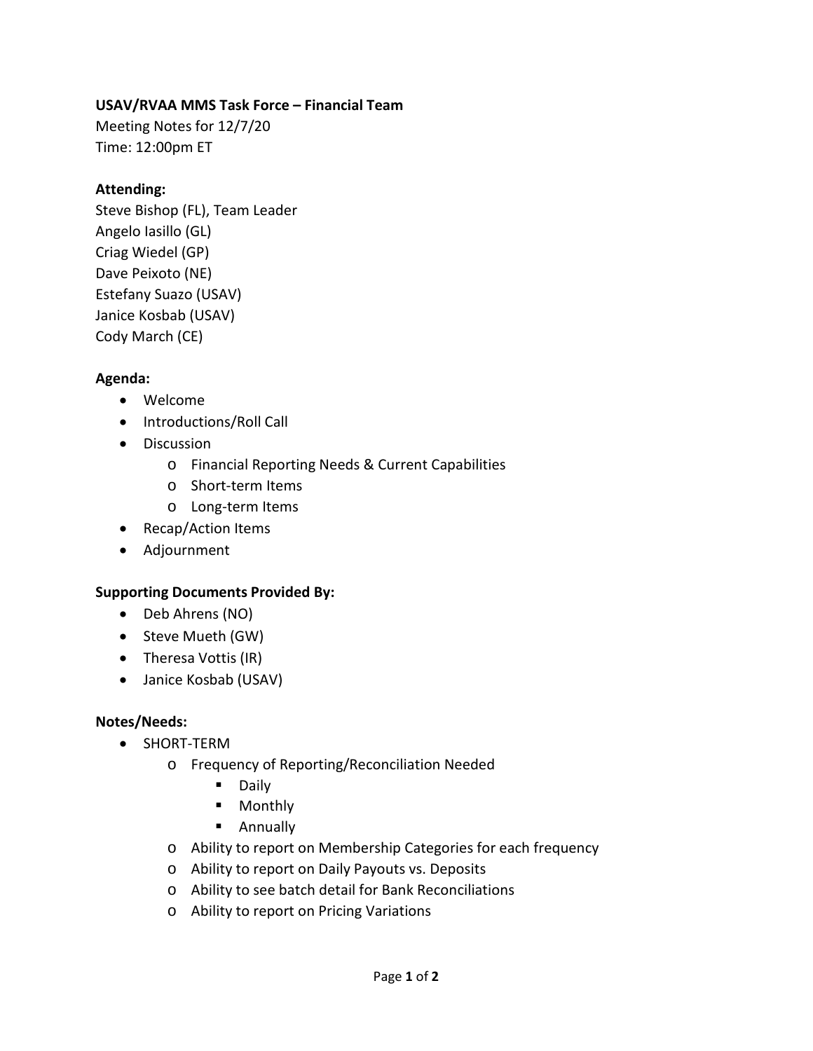**USAV/RVAA MMS Task Force – Financial Team**

Meeting Notes for 12/7/20

Time: 12:00pm ET

**Attending:**

Steve Bishop (FL), Team Leader
Angelo Iasillo (GL)
Criag Wiedel (GP)
Dave Peixoto (NE)
Estefany Suazo (USAV)
Janice Kosbab (USAV)
Cody March (CE)

**Agenda:**

- Welcome
- Introductions/Roll Call
- Discussion
  - Financial Reporting Needs & Current Capabilities
  - Short-term Items
  - Long-term Items
- Recap/Action Items
- Adjournment

**Supporting Documents Provided By:**

- Deb Ahrens (NO)
- Steve Mueth (GW)
- Theresa Vottis (IR)
- Janice Kosbab (USAV)

**Notes/Needs:**

- SHORT-TERM
  - Frequency of Reporting/Reconciliation Needed
    - Daily
    - Monthly
    - Annually
  - Ability to report on Membership Categories for each frequency
  - Ability to report on Daily Payouts vs. Deposits
  - Ability to see batch detail for Bank Reconciliations
  - Ability to report on Pricing Variations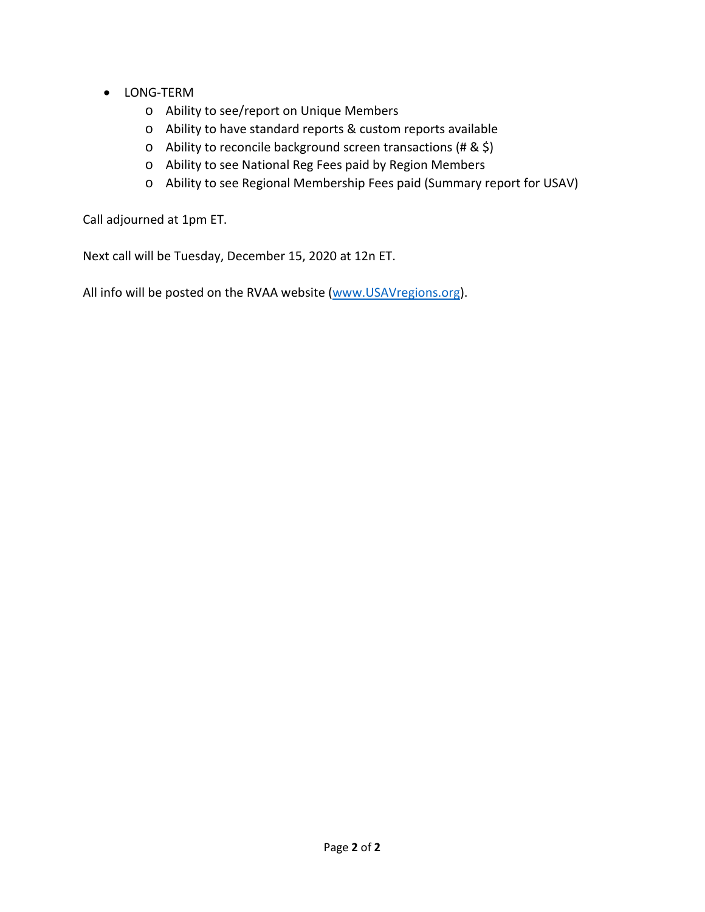- LONG-TERM
    - Ability to see/report on Unique Members
    - Ability to have standard reports & custom reports available
    - Ability to reconcile background screen transactions (# & $)
    - Ability to see National Reg Fees paid by Region Members
    - Ability to see Regional Membership Fees paid (Summary report for USAV)

Call adjourned at 1pm ET.

Next call will be Tuesday, December 15, 2020 at 12n ET.

All info will be posted on the RVAA website ([www.USAVregions.org](http://www.USAVregions.org)).